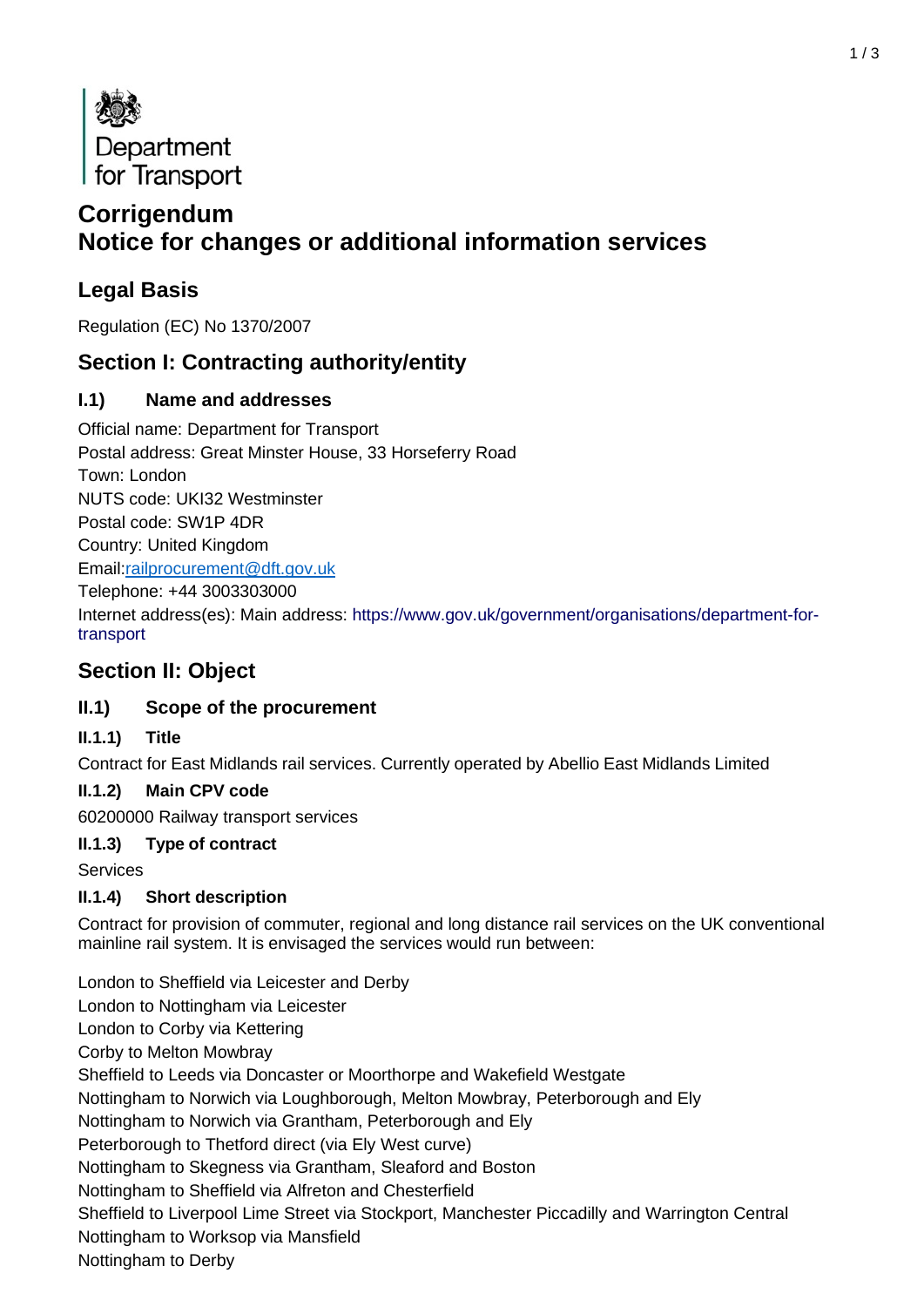Department for Transport

# Corrigendum
# Notice for changes or additional information services

## Legal Basis

Regulation (EC) No 1370/2007

## Section I: Contracting authority/entity

### I.1) Name and addresses

Official name: Department for Transport
Postal address: Great Minster House, 33 Horseferry Road
Town: London
NUTS code: UKI32 Westminster
Postal code: SW1P 4DR
Country: United Kingdom
Email:railprocurement@dft.gov.uk
Telephone: +44 3003303000
Internet address(es): Main address: https://www.gov.uk/government/organisations/department-for-transport

## Section II: Object

### II.1) Scope of the procurement

#### II.1.1) Title

Contract for East Midlands rail services. Currently operated by Abellio East Midlands Limited

#### II.1.2) Main CPV code

60200000 Railway transport services

#### II.1.3) Type of contract

Services

#### II.1.4) Short description

Contract for provision of commuter, regional and long distance rail services on the UK conventional mainline rail system. It is envisaged the services would run between:

London to Sheffield via Leicester and Derby
London to Nottingham via Leicester
London to Corby via Kettering
Corby to Melton Mowbray
Sheffield to Leeds via Doncaster or Moorthorpe and Wakefield Westgate
Nottingham to Norwich via Loughborough, Melton Mowbray, Peterborough and Ely
Nottingham to Norwich via Grantham, Peterborough and Ely
Peterborough to Thetford direct (via Ely West curve)
Nottingham to Skegness via Grantham, Sleaford and Boston
Nottingham to Sheffield via Alfreton and Chesterfield
Sheffield to Liverpool Lime Street via Stockport, Manchester Piccadilly and Warrington Central
Nottingham to Worksop via Mansfield
Nottingham to Derby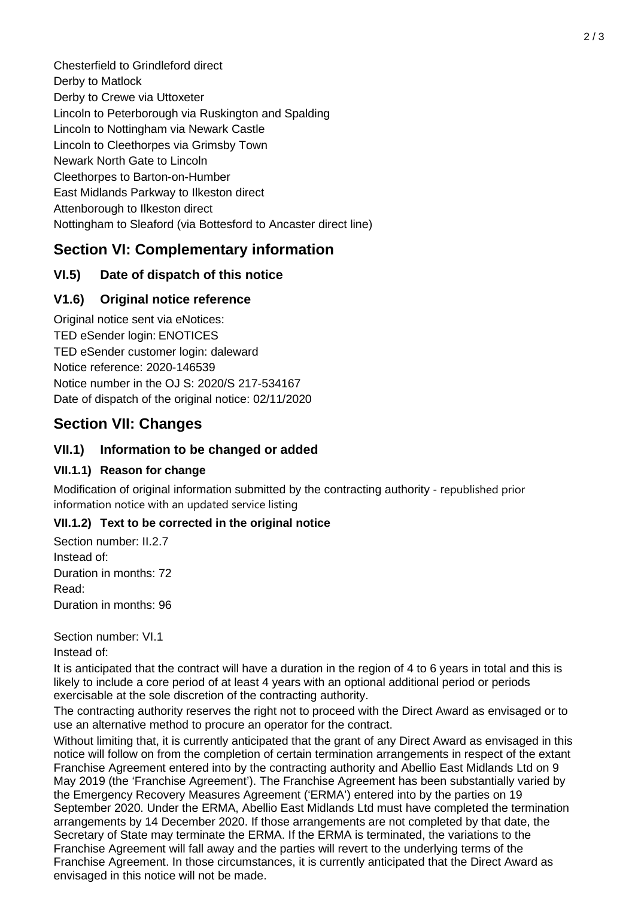Chesterfield to Grindleford direct
Derby to Matlock
Derby to Crewe via Uttoxeter
Lincoln to Peterborough via Ruskington and Spalding
Lincoln to Nottingham via Newark Castle
Lincoln to Cleethorpes via Grimsby Town
Newark North Gate to Lincoln
Cleethorpes to Barton-on-Humber
East Midlands Parkway to Ilkeston direct
Attenborough to Ilkeston direct
Nottingham to Sleaford (via Bottesford to Ancaster direct line)

## Section VI: Complementary information

### VI.5) Date of dispatch of this notice

### V1.6) Original notice reference

Original notice sent via eNotices:
TED eSender login: ENOTICES
TED eSender customer login: daleward
Notice reference: 2020-146539
Notice number in the OJ S: 2020/S 217-534167
Date of dispatch of the original notice: 02/11/2020

## Section VII: Changes

### VII.1) Information to be changed or added

#### VII.1.1) Reason for change

Modification of original information submitted by the contracting authority - republished prior information notice with an updated service listing

#### VII.1.2) Text to be corrected in the original notice

Section number: II.2.7
Instead of:
Duration in months: 72
Read:
Duration in months: 96

Section number: VI.1
Instead of:

It is anticipated that the contract will have a duration in the region of 4 to 6 years in total and this is likely to include a core period of at least 4 years with an optional additional period or periods exercisable at the sole discretion of the contracting authority.

The contracting authority reserves the right not to proceed with the Direct Award as envisaged or to use an alternative method to procure an operator for the contract.

Without limiting that, it is currently anticipated that the grant of any Direct Award as envisaged in this notice will follow on from the completion of certain termination arrangements in respect of the extant Franchise Agreement entered into by the contracting authority and Abellio East Midlands Ltd on 9 May 2019 (the 'Franchise Agreement'). The Franchise Agreement has been substantially varied by the Emergency Recovery Measures Agreement ('ERMA') entered into by the parties on 19 September 2020. Under the ERMA, Abellio East Midlands Ltd must have completed the termination arrangements by 14 December 2020. If those arrangements are not completed by that date, the Secretary of State may terminate the ERMA. If the ERMA is terminated, the variations to the Franchise Agreement will fall away and the parties will revert to the underlying terms of the Franchise Agreement. In those circumstances, it is currently anticipated that the Direct Award as envisaged in this notice will not be made.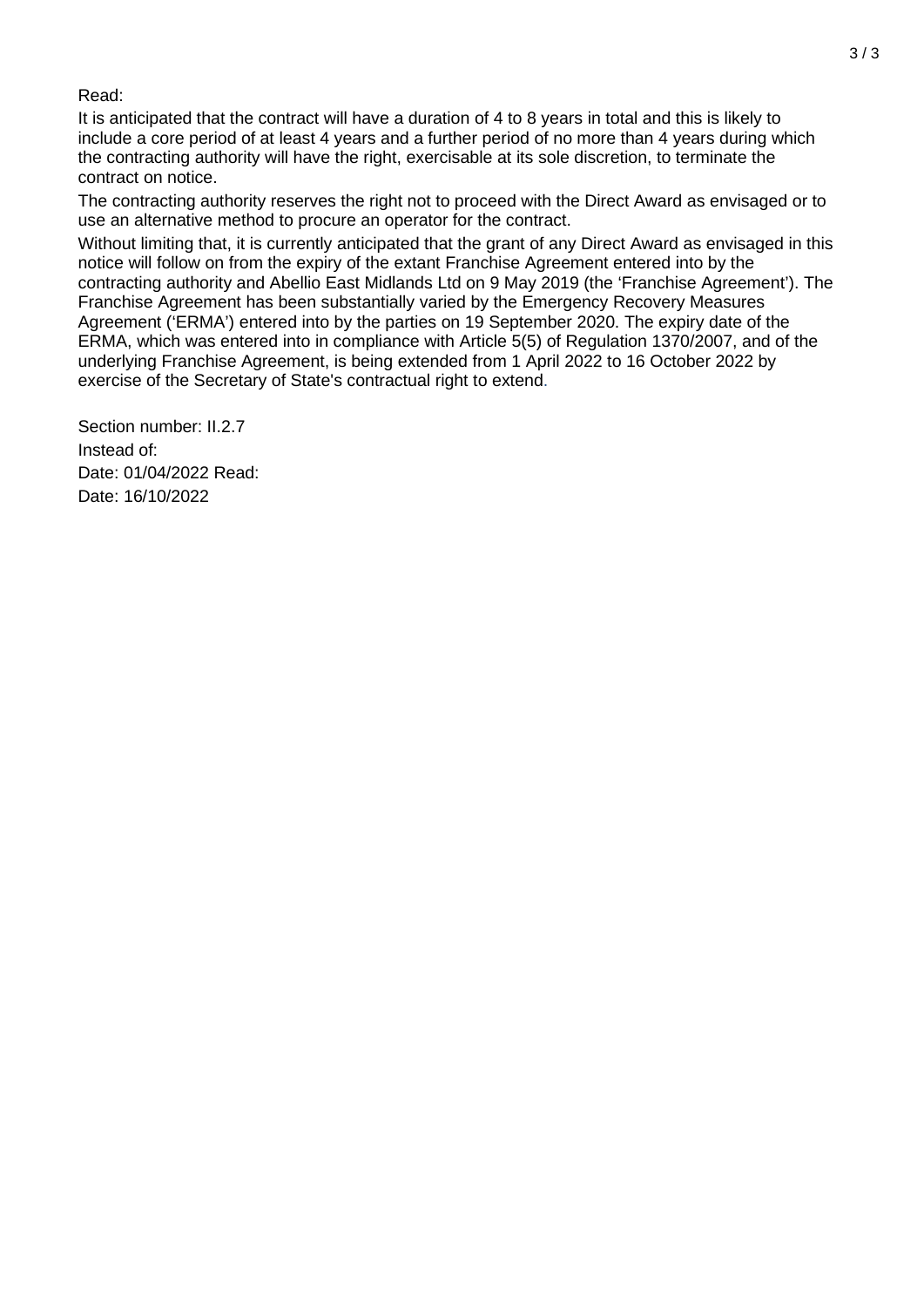Read:

It is anticipated that the contract will have a duration of 4 to 8 years in total and this is likely to include a core period of at least 4 years and a further period of no more than 4 years during which the contracting authority will have the right, exercisable at its sole discretion, to terminate the contract on notice.

The contracting authority reserves the right not to proceed with the Direct Award as envisaged or to use an alternative method to procure an operator for the contract.

Without limiting that, it is currently anticipated that the grant of any Direct Award as envisaged in this notice will follow on from the expiry of the extant Franchise Agreement entered into by the contracting authority and Abellio East Midlands Ltd on 9 May 2019 (the 'Franchise Agreement'). The Franchise Agreement has been substantially varied by the Emergency Recovery Measures Agreement ('ERMA') entered into by the parties on 19 September 2020. The expiry date of the ERMA, which was entered into in compliance with Article 5(5) of Regulation 1370/2007, and of the underlying Franchise Agreement, is being extended from 1 April 2022 to 16 October 2022 by exercise of the Secretary of State's contractual right to extend.

Section number: II.2.7

Instead of:

Date: 01/04/2022 Read:

Date: 16/10/2022